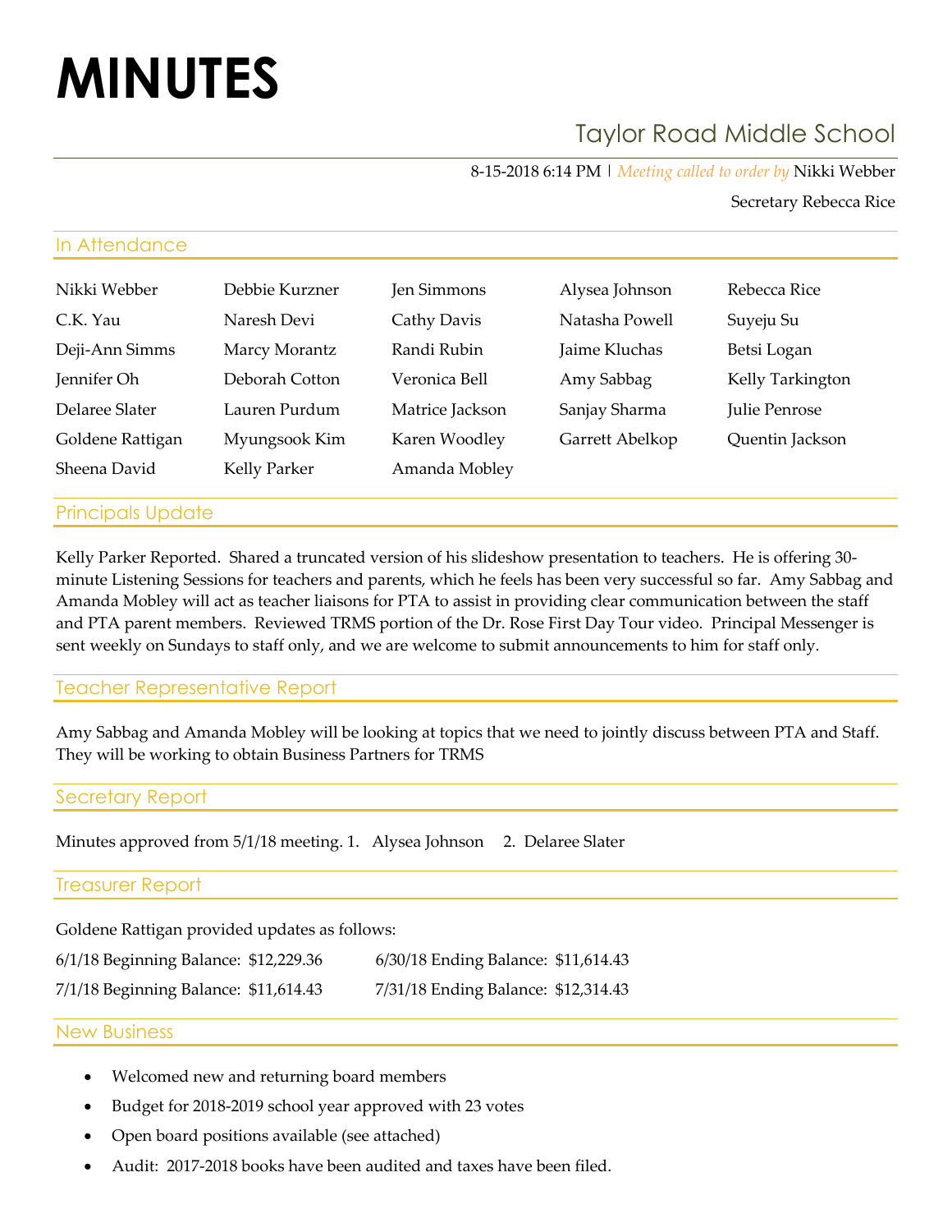# MINUTES

## Taylor Road Middle School

8-15-2018 6:14 PM | *Meeting called to order by* Nikki Webber

Secretary Rebecca Rice

### In Attendance

| | | | | |
|---|---|---|---|---|
| Nikki Webber | Debbie Kurzner | Jen Simmons | Alysea Johnson | Rebecca Rice |
| C.K. Yau | Naresh Devi | Cathy Davis | Natasha Powell | Suyeju Su |
| Deji-Ann Simms | Marcy Morantz | Randi Rubin | Jaime Kluchas | Betsi Logan |
| Jennifer Oh | Deborah Cotton | Veronica Bell | Amy Sabbag | Kelly Tarkington |
| Delaree Slater | Lauren Purdum | Matrice Jackson | Sanjay Sharma | Julie Penrose |
| Goldene Rattigan | Myungsook Kim | Karen Woodley | Garrett Abelkop | Quentin Jackson |
| Sheena David | Kelly Parker | Amanda Mobley | | |

### Principals Update

Kelly Parker Reported. Shared a truncated version of his slideshow presentation to teachers. He is offering 30-minute Listening Sessions for teachers and parents, which he feels has been very successful so far. Amy Sabbag and Amanda Mobley will act as teacher liaisons for PTA to assist in providing clear communication between the staff and PTA parent members. Reviewed TRMS portion of the Dr. Rose First Day Tour video. Principal Messenger is sent weekly on Sundays to staff only, and we are welcome to submit announcements to him for staff only.

### Teacher Representative Report

Amy Sabbag and Amanda Mobley will be looking at topics that we need to jointly discuss between PTA and Staff. They will be working to obtain Business Partners for TRMS

### Secretary Report

Minutes approved from 5/1/18 meeting. 1. Alysea Johnson 2. Delaree Slater

### Treasurer Report

Goldene Rattigan provided updates as follows:

| | |
|---|---|
| 6/1/18 Beginning Balance: $12,229.36 | 6/30/18 Ending Balance: $11,614.43 |
| 7/1/18 Beginning Balance: $11,614.43 | 7/31/18 Ending Balance: $12,314.43 |

### New Business

- Welcomed new and returning board members
- Budget for 2018-2019 school year approved with 23 votes
- Open board positions available (see attached)
- Audit: 2017-2018 books have been audited and taxes have been filed.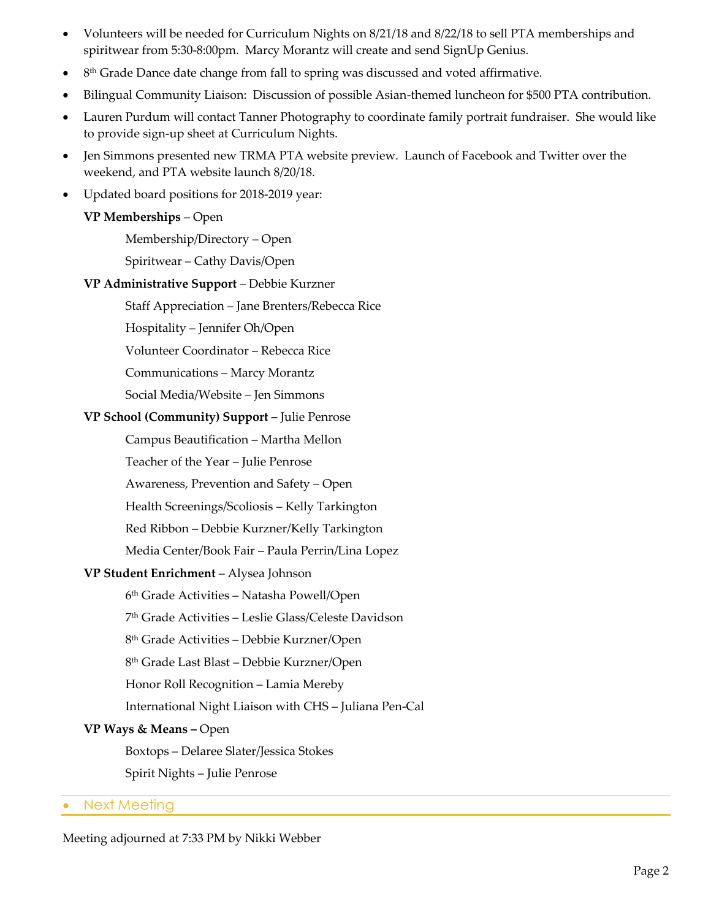- Volunteers will be needed for Curriculum Nights on 8/21/18 and 8/22/18 to sell PTA memberships and spiritwear from 5:30-8:00pm. Marcy Morantz will create and send SignUp Genius.
- 8th Grade Dance date change from fall to spring was discussed and voted affirmative.
- Bilingual Community Liaison: Discussion of possible Asian-themed luncheon for $500 PTA contribution.
- Lauren Purdum will contact Tanner Photography to coordinate family portrait fundraiser. She would like to provide sign-up sheet at Curriculum Nights.
- Jen Simmons presented new TRMA PTA website preview. Launch of Facebook and Twitter over the weekend, and PTA website launch 8/20/18.
- Updated board positions for 2018-2019 year:

  **VP Memberships** – Open

  - Membership/Directory – Open
  - Spiritwear – Cathy Davis/Open

  **VP Administrative Support** – Debbie Kurzner

  - Staff Appreciation – Jane Brenters/Rebecca Rice
  - Hospitality – Jennifer Oh/Open
  - Volunteer Coordinator – Rebecca Rice
  - Communications – Marcy Morantz
  - Social Media/Website – Jen Simmons

  **VP School (Community) Support –** Julie Penrose

  - Campus Beautification – Martha Mellon
  - Teacher of the Year – Julie Penrose
  - Awareness, Prevention and Safety – Open
  - Health Screenings/Scoliosis – Kelly Tarkington
  - Red Ribbon – Debbie Kurzner/Kelly Tarkington
  - Media Center/Book Fair – Paula Perrin/Lina Lopez

  **VP Student Enrichment** – Alysea Johnson

  - 6th Grade Activities – Natasha Powell/Open
  - 7th Grade Activities – Leslie Glass/Celeste Davidson
  - 8th Grade Activities – Debbie Kurzner/Open
  - 8th Grade Last Blast – Debbie Kurzner/Open
  - Honor Roll Recognition – Lamia Mereby
  - International Night Liaison with CHS – Juliana Pen-Cal

  **VP Ways & Means –** Open

  - Boxtops – Delaree Slater/Jessica Stokes
  - Spirit Nights – Julie Penrose

## Next Meeting

Meeting adjourned at 7:33 PM by Nikki Webber